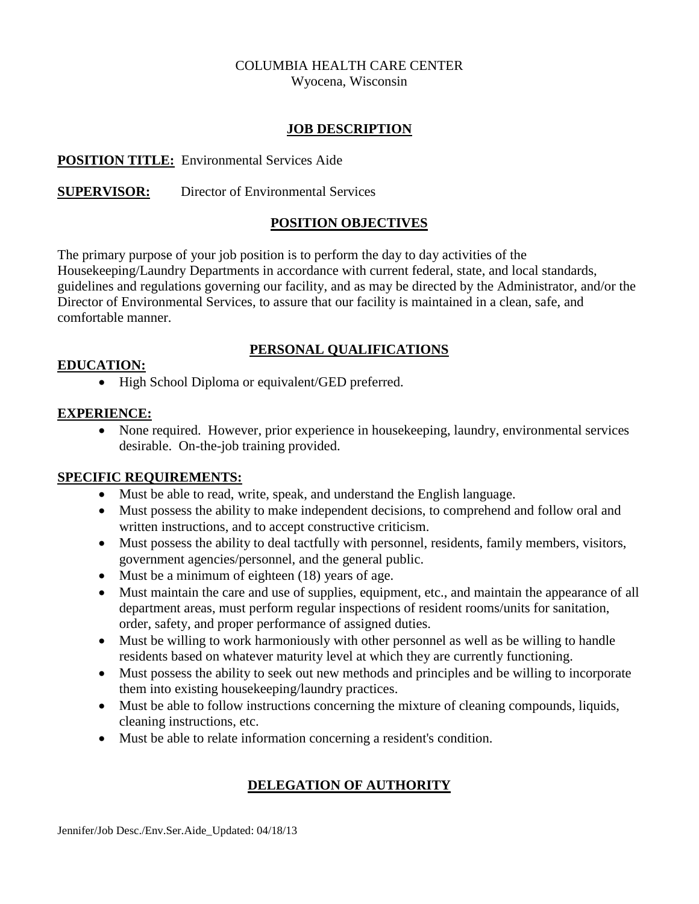COLUMBIA HEALTH CARE CENTER
Wyocena, Wisconsin

## JOB DESCRIPTION

**POSITION TITLE:** Environmental Services Aide

**SUPERVISOR:** Director of Environmental Services

## POSITION OBJECTIVES

The primary purpose of your job position is to perform the day to day activities of the Housekeeping/Laundry Departments in accordance with current federal, state, and local standards, guidelines and regulations governing our facility, and as may be directed by the Administrator, and/or the Director of Environmental Services, to assure that our facility is maintained in a clean, safe, and comfortable manner.

## PERSONAL QUALIFICATIONS

**EDUCATION:**

- High School Diploma or equivalent/GED preferred.

**EXPERIENCE:**

- None required. However, prior experience in housekeeping, laundry, environmental services desirable. On-the-job training provided.

**SPECIFIC REQUIREMENTS:**

- Must be able to read, write, speak, and understand the English language.
- Must possess the ability to make independent decisions, to comprehend and follow oral and written instructions, and to accept constructive criticism.
- Must possess the ability to deal tactfully with personnel, residents, family members, visitors, government agencies/personnel, and the general public.
- Must be a minimum of eighteen (18) years of age.
- Must maintain the care and use of supplies, equipment, etc., and maintain the appearance of all department areas, must perform regular inspections of resident rooms/units for sanitation, order, safety, and proper performance of assigned duties.
- Must be willing to work harmoniously with other personnel as well as be willing to handle residents based on whatever maturity level at which they are currently functioning.
- Must possess the ability to seek out new methods and principles and be willing to incorporate them into existing housekeeping/laundry practices.
- Must be able to follow instructions concerning the mixture of cleaning compounds, liquids, cleaning instructions, etc.
- Must be able to relate information concerning a resident's condition.

## DELEGATION OF AUTHORITY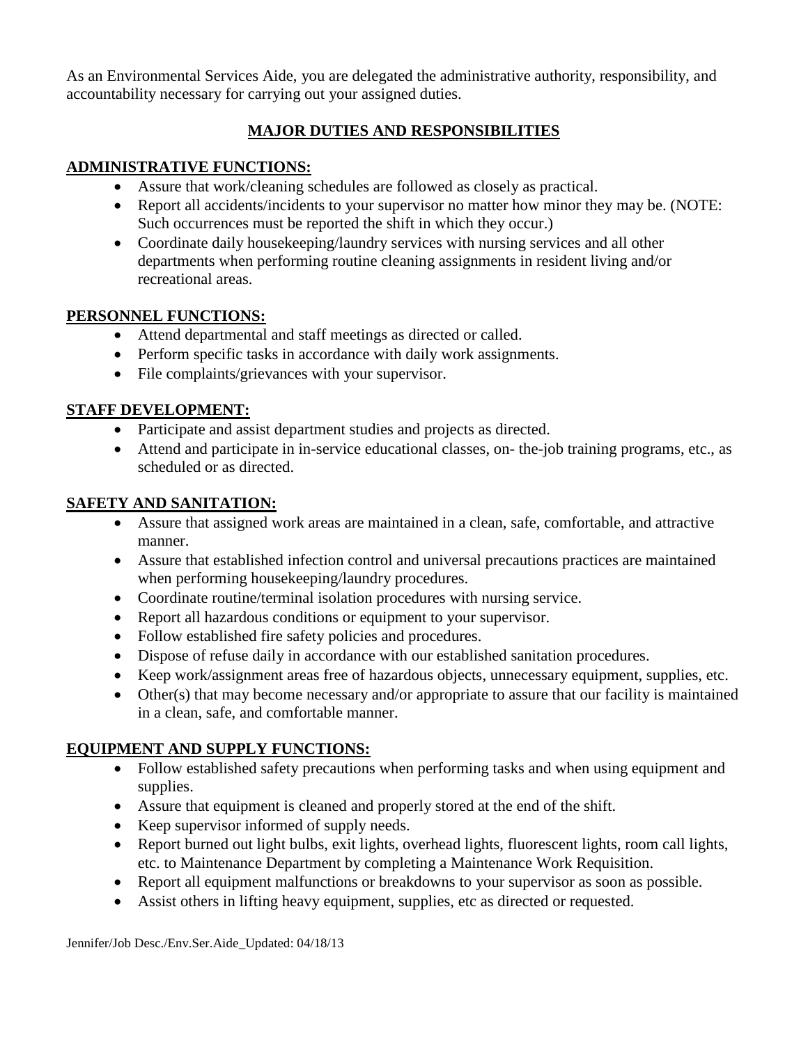As an Environmental Services Aide, you are delegated the administrative authority, responsibility, and accountability necessary for carrying out your assigned duties.

## MAJOR DUTIES AND RESPONSIBILITIES

### ADMINISTRATIVE FUNCTIONS:

- Assure that work/cleaning schedules are followed as closely as practical.
- Report all accidents/incidents to your supervisor no matter how minor they may be. (NOTE: Such occurrences must be reported the shift in which they occur.)
- Coordinate daily housekeeping/laundry services with nursing services and all other departments when performing routine cleaning assignments in resident living and/or recreational areas.

### PERSONNEL FUNCTIONS:

- Attend departmental and staff meetings as directed or called.
- Perform specific tasks in accordance with daily work assignments.
- File complaints/grievances with your supervisor.

### STAFF DEVELOPMENT:

- Participate and assist department studies and projects as directed.
- Attend and participate in in-service educational classes, on- the-job training programs, etc., as scheduled or as directed.

### SAFETY AND SANITATION:

- Assure that assigned work areas are maintained in a clean, safe, comfortable, and attractive manner.
- Assure that established infection control and universal precautions practices are maintained when performing housekeeping/laundry procedures.
- Coordinate routine/terminal isolation procedures with nursing service.
- Report all hazardous conditions or equipment to your supervisor.
- Follow established fire safety policies and procedures.
- Dispose of refuse daily in accordance with our established sanitation procedures.
- Keep work/assignment areas free of hazardous objects, unnecessary equipment, supplies, etc.
- Other(s) that may become necessary and/or appropriate to assure that our facility is maintained in a clean, safe, and comfortable manner.

### EQUIPMENT AND SUPPLY FUNCTIONS:

- Follow established safety precautions when performing tasks and when using equipment and supplies.
- Assure that equipment is cleaned and properly stored at the end of the shift.
- Keep supervisor informed of supply needs.
- Report burned out light bulbs, exit lights, overhead lights, fluorescent lights, room call lights, etc. to Maintenance Department by completing a Maintenance Work Requisition.
- Report all equipment malfunctions or breakdowns to your supervisor as soon as possible.
- Assist others in lifting heavy equipment, supplies, etc as directed or requested.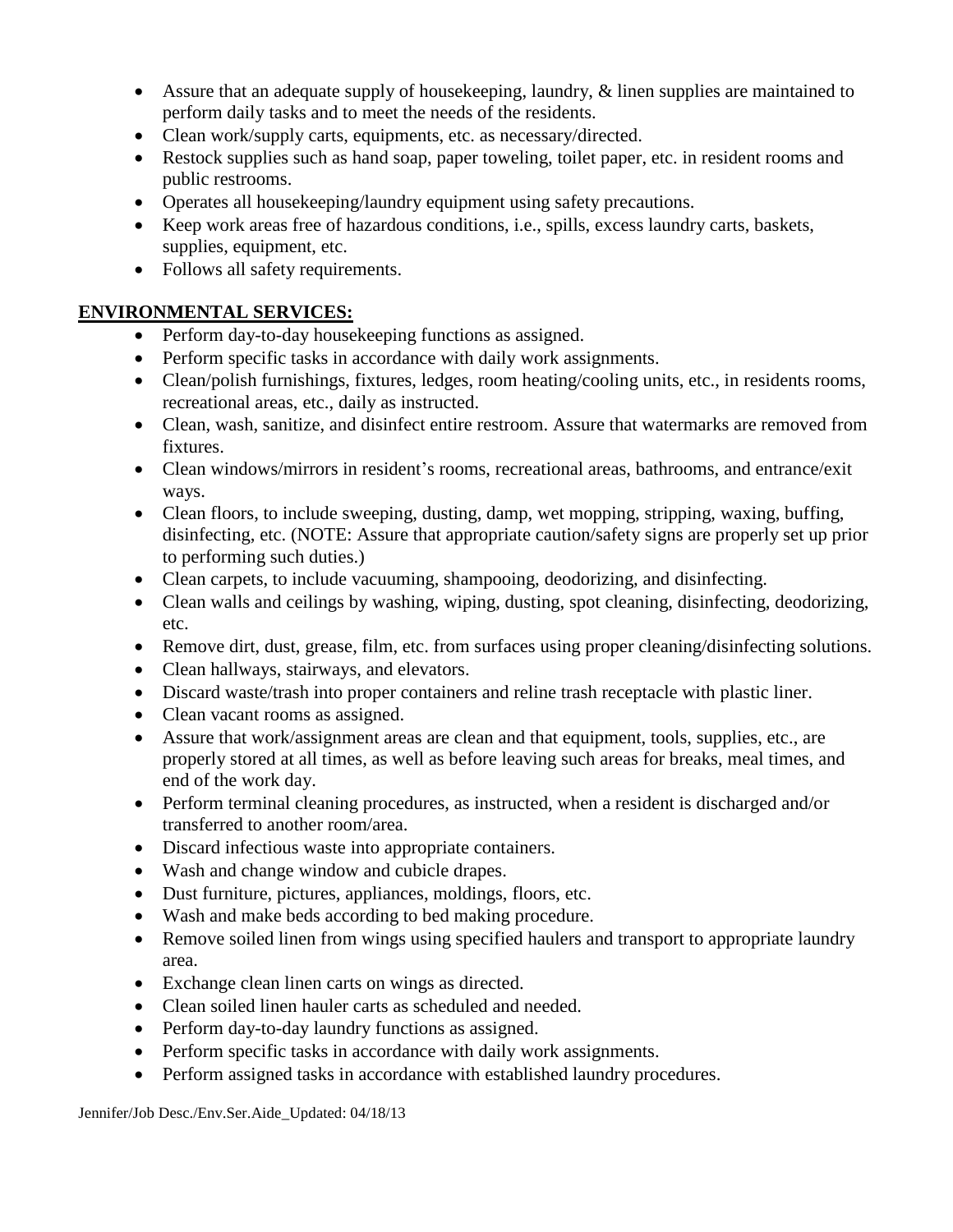- Assure that an adequate supply of housekeeping, laundry, & linen supplies are maintained to perform daily tasks and to meet the needs of the residents.
- Clean work/supply carts, equipments, etc. as necessary/directed.
- Restock supplies such as hand soap, paper toweling, toilet paper, etc. in resident rooms and public restrooms.
- Operates all housekeeping/laundry equipment using safety precautions.
- Keep work areas free of hazardous conditions, i.e., spills, excess laundry carts, baskets, supplies, equipment, etc.
- Follows all safety requirements.

**ENVIRONMENTAL SERVICES:**

- Perform day-to-day housekeeping functions as assigned.
- Perform specific tasks in accordance with daily work assignments.
- Clean/polish furnishings, fixtures, ledges, room heating/cooling units, etc., in residents rooms, recreational areas, etc., daily as instructed.
- Clean, wash, sanitize, and disinfect entire restroom. Assure that watermarks are removed from fixtures.
- Clean windows/mirrors in resident's rooms, recreational areas, bathrooms, and entrance/exit ways.
- Clean floors, to include sweeping, dusting, damp, wet mopping, stripping, waxing, buffing, disinfecting, etc. (NOTE: Assure that appropriate caution/safety signs are properly set up prior to performing such duties.)
- Clean carpets, to include vacuuming, shampooing, deodorizing, and disinfecting.
- Clean walls and ceilings by washing, wiping, dusting, spot cleaning, disinfecting, deodorizing, etc.
- Remove dirt, dust, grease, film, etc. from surfaces using proper cleaning/disinfecting solutions.
- Clean hallways, stairways, and elevators.
- Discard waste/trash into proper containers and reline trash receptacle with plastic liner.
- Clean vacant rooms as assigned.
- Assure that work/assignment areas are clean and that equipment, tools, supplies, etc., are properly stored at all times, as well as before leaving such areas for breaks, meal times, and end of the work day.
- Perform terminal cleaning procedures, as instructed, when a resident is discharged and/or transferred to another room/area.
- Discard infectious waste into appropriate containers.
- Wash and change window and cubicle drapes.
- Dust furniture, pictures, appliances, moldings, floors, etc.
- Wash and make beds according to bed making procedure.
- Remove soiled linen from wings using specified haulers and transport to appropriate laundry area.
- Exchange clean linen carts on wings as directed.
- Clean soiled linen hauler carts as scheduled and needed.
- Perform day-to-day laundry functions as assigned.
- Perform specific tasks in accordance with daily work assignments.
- Perform assigned tasks in accordance with established laundry procedures.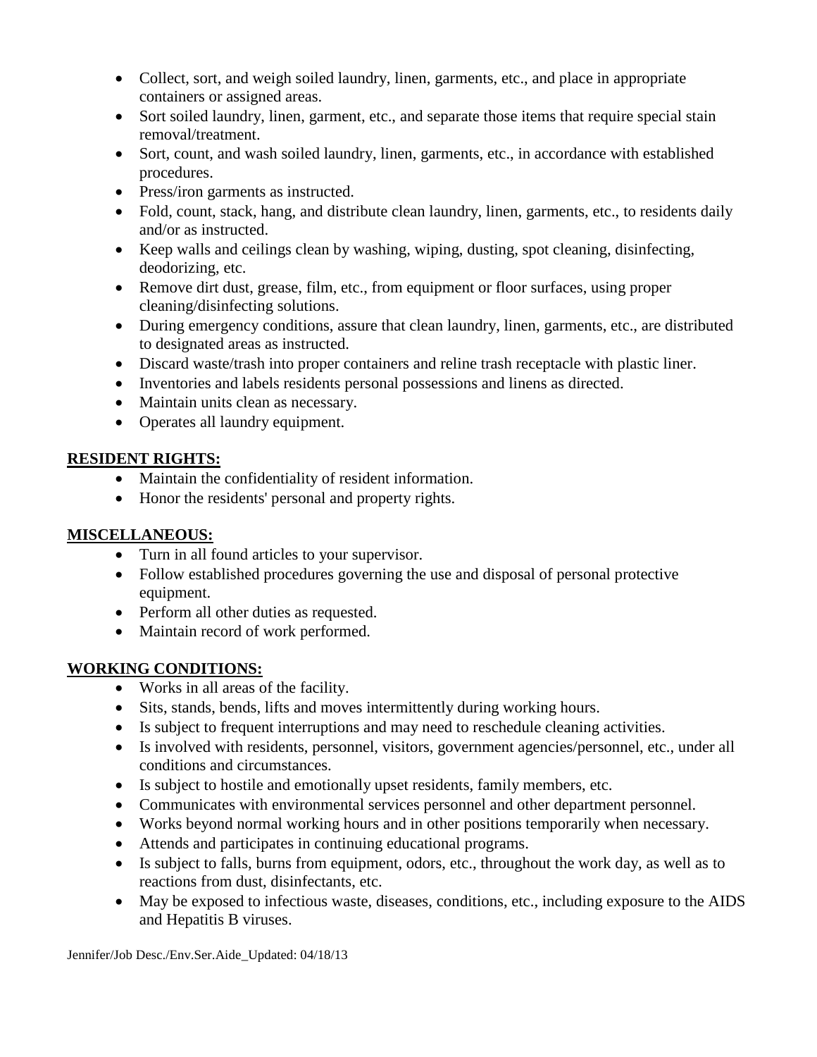- Collect, sort, and weigh soiled laundry, linen, garments, etc., and place in appropriate containers or assigned areas.
- Sort soiled laundry, linen, garment, etc., and separate those items that require special stain removal/treatment.
- Sort, count, and wash soiled laundry, linen, garments, etc., in accordance with established procedures.
- Press/iron garments as instructed.
- Fold, count, stack, hang, and distribute clean laundry, linen, garments, etc., to residents daily and/or as instructed.
- Keep walls and ceilings clean by washing, wiping, dusting, spot cleaning, disinfecting, deodorizing, etc.
- Remove dirt dust, grease, film, etc., from equipment or floor surfaces, using proper cleaning/disinfecting solutions.
- During emergency conditions, assure that clean laundry, linen, garments, etc., are distributed to designated areas as instructed.
- Discard waste/trash into proper containers and reline trash receptacle with plastic liner.
- Inventories and labels residents personal possessions and linens as directed.
- Maintain units clean as necessary.
- Operates all laundry equipment.

**RESIDENT RIGHTS:**

- Maintain the confidentiality of resident information.
- Honor the residents' personal and property rights.

**MISCELLANEOUS:**

- Turn in all found articles to your supervisor.
- Follow established procedures governing the use and disposal of personal protective equipment.
- Perform all other duties as requested.
- Maintain record of work performed.

**WORKING CONDITIONS:**

- Works in all areas of the facility.
- Sits, stands, bends, lifts and moves intermittently during working hours.
- Is subject to frequent interruptions and may need to reschedule cleaning activities.
- Is involved with residents, personnel, visitors, government agencies/personnel, etc., under all conditions and circumstances.
- Is subject to hostile and emotionally upset residents, family members, etc.
- Communicates with environmental services personnel and other department personnel.
- Works beyond normal working hours and in other positions temporarily when necessary.
- Attends and participates in continuing educational programs.
- Is subject to falls, burns from equipment, odors, etc., throughout the work day, as well as to reactions from dust, disinfectants, etc.
- May be exposed to infectious waste, diseases, conditions, etc., including exposure to the AIDS and Hepatitis B viruses.

Jennifer/Job Desc./Env.Ser.Aide_Updated: 04/18/13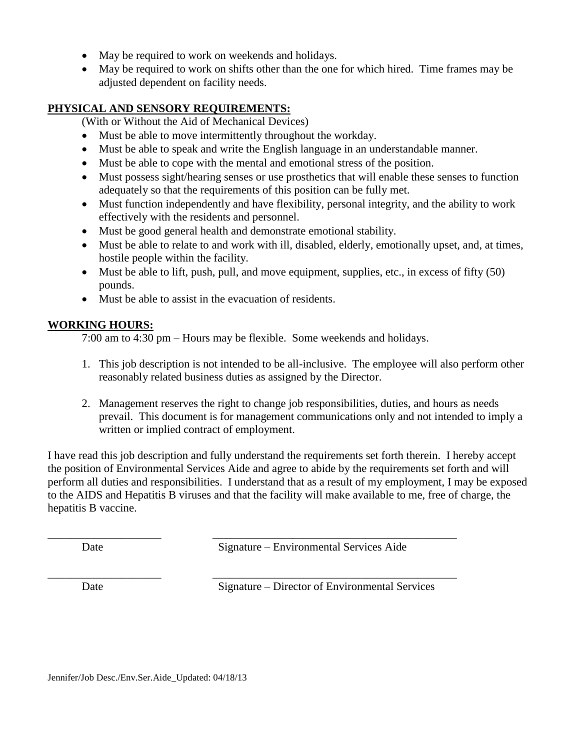- May be required to work on weekends and holidays.
- May be required to work on shifts other than the one for which hired. Time frames may be adjusted dependent on facility needs.

**PHYSICAL AND SENSORY REQUIREMENTS:**

(With or Without the Aid of Mechanical Devices)

- Must be able to move intermittently throughout the workday.
- Must be able to speak and write the English language in an understandable manner.
- Must be able to cope with the mental and emotional stress of the position.
- Must possess sight/hearing senses or use prosthetics that will enable these senses to function adequately so that the requirements of this position can be fully met.
- Must function independently and have flexibility, personal integrity, and the ability to work effectively with the residents and personnel.
- Must be good general health and demonstrate emotional stability.
- Must be able to relate to and work with ill, disabled, elderly, emotionally upset, and, at times, hostile people within the facility.
- Must be able to lift, push, pull, and move equipment, supplies, etc., in excess of fifty (50) pounds.
- Must be able to assist in the evacuation of residents.

**WORKING HOURS:**

7:00 am to 4:30 pm – Hours may be flexible. Some weekends and holidays.

1. This job description is not intended to be all-inclusive. The employee will also perform other reasonably related business duties as assigned by the Director.

2. Management reserves the right to change job responsibilities, duties, and hours as needs prevail. This document is for management communications only and not intended to imply a written or implied contract of employment.

I have read this job description and fully understand the requirements set forth therein. I hereby accept the position of Environmental Services Aide and agree to abide by the requirements set forth and will perform all duties and responsibilities. I understand that as a result of my employment, I may be exposed to the AIDS and Hepatitis B viruses and that the facility will make available to me, free of charge, the hepatitis B vaccine.

____________________ ____________________________________________

Date Signature – Environmental Services Aide

____________________ ____________________________________________

Date Signature – Director of Environmental Services

Jennifer/Job Desc./Env.Ser.Aide_Updated: 04/18/13